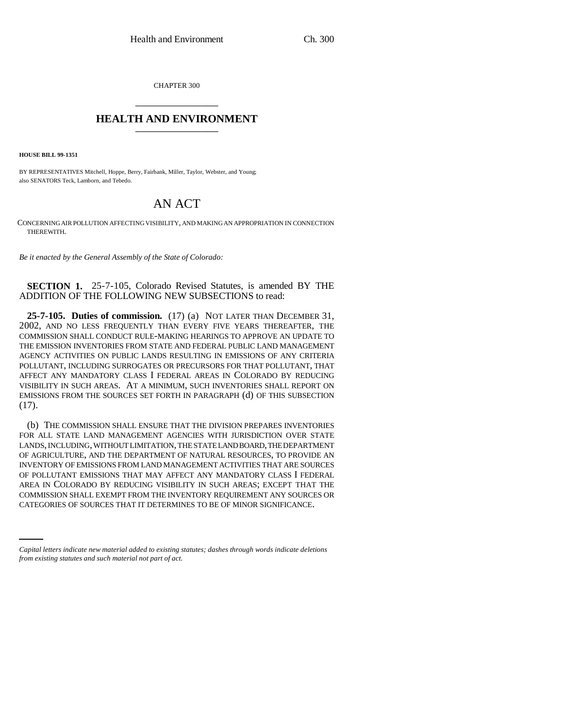CHAPTER 300

# HEALTH AND ENVIRONMENT

**HOUSE BILL 99-1351**

BY REPRESENTATIVES Mitchell, Hoppe, Berry, Fairbank, Miller, Taylor, Webster, and Young;
also SENATORS Teck, Lamborn, and Tebedo.

# AN ACT

CONCERNING AIR POLLUTION AFFECTING VISIBILITY, AND MAKING AN APPROPRIATION IN CONNECTION THEREWITH.

*Be it enacted by the General Assembly of the State of Colorado:*

**SECTION 1.** 25-7-105, Colorado Revised Statutes, is amended BY THE ADDITION OF THE FOLLOWING NEW SUBSECTIONS to read:

**25-7-105. Duties of commission.** (17) (a) NOT LATER THAN DECEMBER 31, 2002, AND NO LESS FREQUENTLY THAN EVERY FIVE YEARS THEREAFTER, THE COMMISSION SHALL CONDUCT RULE-MAKING HEARINGS TO APPROVE AN UPDATE TO THE EMISSION INVENTORIES FROM STATE AND FEDERAL PUBLIC LAND MANAGEMENT AGENCY ACTIVITIES ON PUBLIC LANDS RESULTING IN EMISSIONS OF ANY CRITERIA POLLUTANT, INCLUDING SURROGATES OR PRECURSORS FOR THAT POLLUTANT, THAT AFFECT ANY MANDATORY CLASS I FEDERAL AREAS IN COLORADO BY REDUCING VISIBILITY IN SUCH AREAS. AT A MINIMUM, SUCH INVENTORIES SHALL REPORT ON EMISSIONS FROM THE SOURCES SET FORTH IN PARAGRAPH (d) OF THIS SUBSECTION (17).

(b) THE COMMISSION SHALL ENSURE THAT THE DIVISION PREPARES INVENTORIES FOR ALL STATE LAND MANAGEMENT AGENCIES WITH JURISDICTION OVER STATE LANDS, INCLUDING, WITHOUT LIMITATION, THE STATE LAND BOARD, THE DEPARTMENT OF AGRICULTURE, AND THE DEPARTMENT OF NATURAL RESOURCES, TO PROVIDE AN INVENTORY OF EMISSIONS FROM LAND MANAGEMENT ACTIVITIES THAT ARE SOURCES OF POLLUTANT EMISSIONS THAT MAY AFFECT ANY MANDATORY CLASS I FEDERAL AREA IN COLORADO BY REDUCING VISIBILITY IN SUCH AREAS; EXCEPT THAT THE COMMISSION SHALL EXEMPT FROM THE INVENTORY REQUIREMENT ANY SOURCES OR CATEGORIES OF SOURCES THAT IT DETERMINES TO BE OF MINOR SIGNIFICANCE.

*Capital letters indicate new material added to existing statutes; dashes through words indicate deletions from existing statutes and such material not part of act.*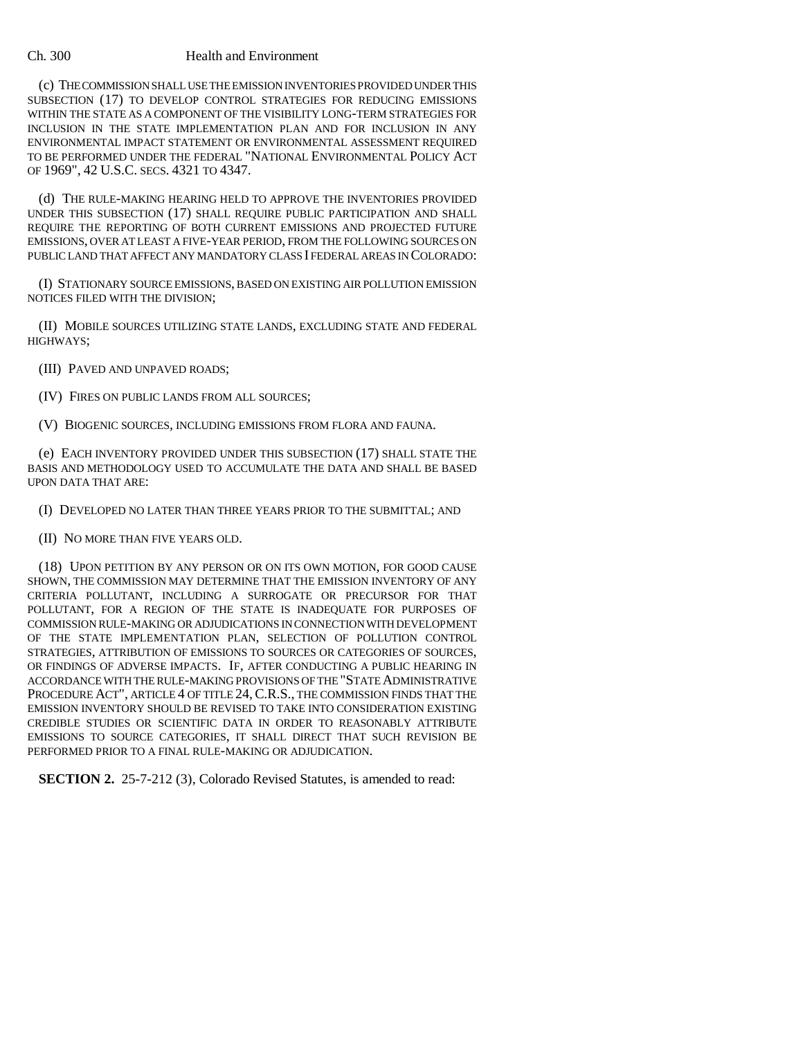(c) THE COMMISSION SHALL USE THE EMISSION INVENTORIES PROVIDED UNDER THIS SUBSECTION (17) TO DEVELOP CONTROL STRATEGIES FOR REDUCING EMISSIONS WITHIN THE STATE AS A COMPONENT OF THE VISIBILITY LONG-TERM STRATEGIES FOR INCLUSION IN THE STATE IMPLEMENTATION PLAN AND FOR INCLUSION IN ANY ENVIRONMENTAL IMPACT STATEMENT OR ENVIRONMENTAL ASSESSMENT REQUIRED TO BE PERFORMED UNDER THE FEDERAL "NATIONAL ENVIRONMENTAL POLICY ACT OF 1969", 42 U.S.C. SECS. 4321 TO 4347.

(d) THE RULE-MAKING HEARING HELD TO APPROVE THE INVENTORIES PROVIDED UNDER THIS SUBSECTION (17) SHALL REQUIRE PUBLIC PARTICIPATION AND SHALL REQUIRE THE REPORTING OF BOTH CURRENT EMISSIONS AND PROJECTED FUTURE EMISSIONS, OVER AT LEAST A FIVE-YEAR PERIOD, FROM THE FOLLOWING SOURCES ON PUBLIC LAND THAT AFFECT ANY MANDATORY CLASS I FEDERAL AREAS IN COLORADO:

(I) STATIONARY SOURCE EMISSIONS, BASED ON EXISTING AIR POLLUTION EMISSION NOTICES FILED WITH THE DIVISION;

(II) MOBILE SOURCES UTILIZING STATE LANDS, EXCLUDING STATE AND FEDERAL HIGHWAYS;

(III) PAVED AND UNPAVED ROADS;

(IV) FIRES ON PUBLIC LANDS FROM ALL SOURCES;

(V) BIOGENIC SOURCES, INCLUDING EMISSIONS FROM FLORA AND FAUNA.

(e) EACH INVENTORY PROVIDED UNDER THIS SUBSECTION (17) SHALL STATE THE BASIS AND METHODOLOGY USED TO ACCUMULATE THE DATA AND SHALL BE BASED UPON DATA THAT ARE:

(I) DEVELOPED NO LATER THAN THREE YEARS PRIOR TO THE SUBMITTAL; AND

(II) NO MORE THAN FIVE YEARS OLD.

(18) UPON PETITION BY ANY PERSON OR ON ITS OWN MOTION, FOR GOOD CAUSE SHOWN, THE COMMISSION MAY DETERMINE THAT THE EMISSION INVENTORY OF ANY CRITERIA POLLUTANT, INCLUDING A SURROGATE OR PRECURSOR FOR THAT POLLUTANT, FOR A REGION OF THE STATE IS INADEQUATE FOR PURPOSES OF COMMISSION RULE-MAKING OR ADJUDICATIONS IN CONNECTION WITH DEVELOPMENT OF THE STATE IMPLEMENTATION PLAN, SELECTION OF POLLUTION CONTROL STRATEGIES, ATTRIBUTION OF EMISSIONS TO SOURCES OR CATEGORIES OF SOURCES, OR FINDINGS OF ADVERSE IMPACTS. IF, AFTER CONDUCTING A PUBLIC HEARING IN ACCORDANCE WITH THE RULE-MAKING PROVISIONS OF THE "STATE ADMINISTRATIVE PROCEDURE ACT", ARTICLE 4 OF TITLE 24, C.R.S., THE COMMISSION FINDS THAT THE EMISSION INVENTORY SHOULD BE REVISED TO TAKE INTO CONSIDERATION EXISTING CREDIBLE STUDIES OR SCIENTIFIC DATA IN ORDER TO REASONABLY ATTRIBUTE EMISSIONS TO SOURCE CATEGORIES, IT SHALL DIRECT THAT SUCH REVISION BE PERFORMED PRIOR TO A FINAL RULE-MAKING OR ADJUDICATION.

**SECTION 2.** 25-7-212 (3), Colorado Revised Statutes, is amended to read: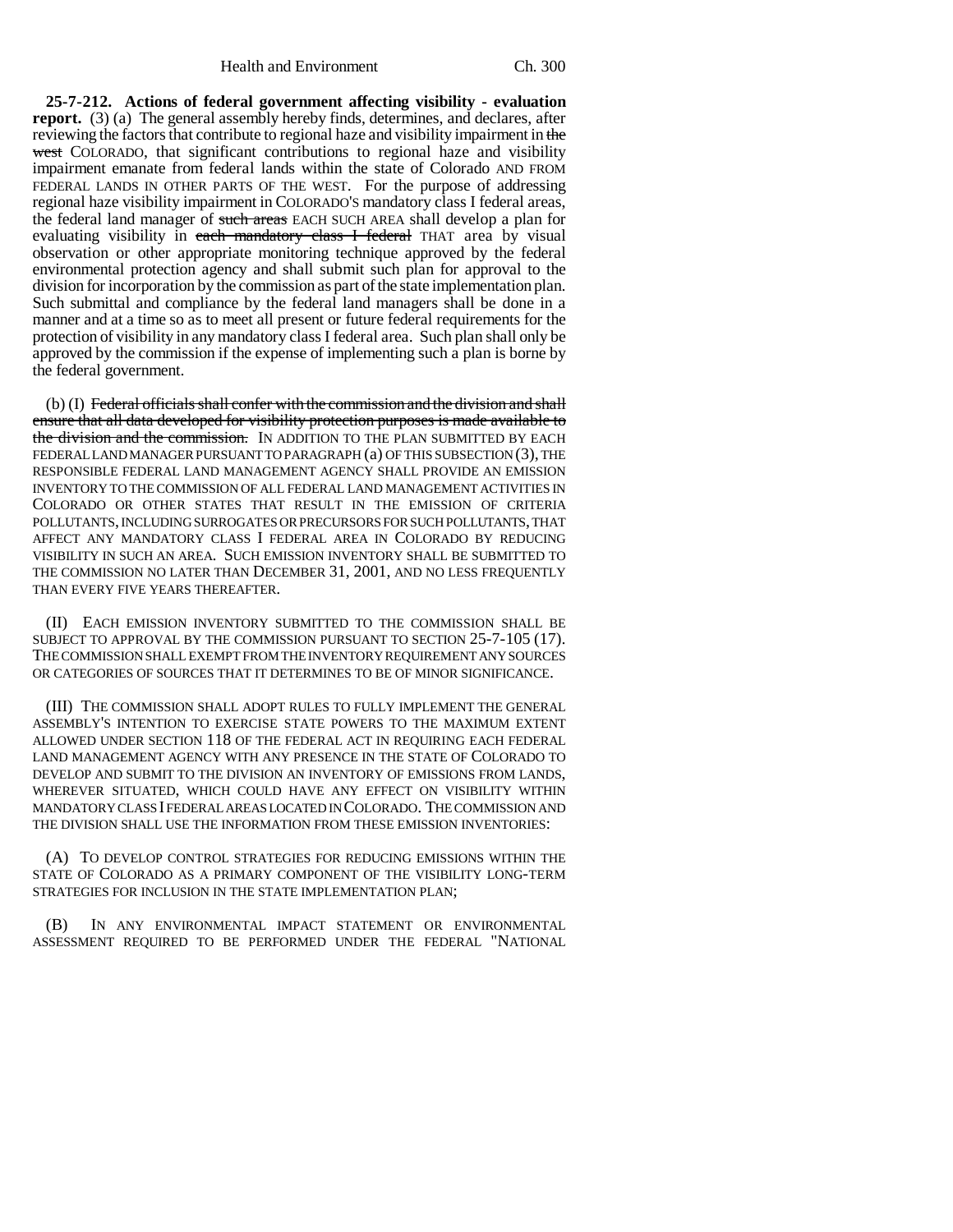**25-7-212. Actions of federal government affecting visibility - evaluation report.** (3) (a) The general assembly hereby finds, determines, and declares, after reviewing the factors that contribute to regional haze and visibility impairment in ~~the west~~ COLORADO, that significant contributions to regional haze and visibility impairment emanate from federal lands within the state of Colorado AND FROM FEDERAL LANDS IN OTHER PARTS OF THE WEST. For the purpose of addressing regional haze visibility impairment in COLORADO'S mandatory class I federal areas, the federal land manager of ~~such areas~~ EACH SUCH AREA shall develop a plan for evaluating visibility in ~~each mandatory class I federal~~ THAT area by visual observation or other appropriate monitoring technique approved by the federal environmental protection agency and shall submit such plan for approval to the division for incorporation by the commission as part of the state implementation plan. Such submittal and compliance by the federal land managers shall be done in a manner and at a time so as to meet all present or future federal requirements for the protection of visibility in any mandatory class I federal area. Such plan shall only be approved by the commission if the expense of implementing such a plan is borne by the federal government.

(b) (I) ~~Federal officials shall confer with the commission and the division and shall ensure that all data developed for visibility protection purposes is made available to the division and the commission.~~ IN ADDITION TO THE PLAN SUBMITTED BY EACH FEDERAL LAND MANAGER PURSUANT TO PARAGRAPH (a) OF THIS SUBSECTION (3), THE RESPONSIBLE FEDERAL LAND MANAGEMENT AGENCY SHALL PROVIDE AN EMISSION INVENTORY TO THE COMMISSION OF ALL FEDERAL LAND MANAGEMENT ACTIVITIES IN COLORADO OR OTHER STATES THAT RESULT IN THE EMISSION OF CRITERIA POLLUTANTS, INCLUDING SURROGATES OR PRECURSORS FOR SUCH POLLUTANTS, THAT AFFECT ANY MANDATORY CLASS I FEDERAL AREA IN COLORADO BY REDUCING VISIBILITY IN SUCH AN AREA. SUCH EMISSION INVENTORY SHALL BE SUBMITTED TO THE COMMISSION NO LATER THAN DECEMBER 31, 2001, AND NO LESS FREQUENTLY THAN EVERY FIVE YEARS THEREAFTER.

(II) EACH EMISSION INVENTORY SUBMITTED TO THE COMMISSION SHALL BE SUBJECT TO APPROVAL BY THE COMMISSION PURSUANT TO SECTION 25-7-105 (17). THE COMMISSION SHALL EXEMPT FROM THE INVENTORY REQUIREMENT ANY SOURCES OR CATEGORIES OF SOURCES THAT IT DETERMINES TO BE OF MINOR SIGNIFICANCE.

(III) THE COMMISSION SHALL ADOPT RULES TO FULLY IMPLEMENT THE GENERAL ASSEMBLY'S INTENTION TO EXERCISE STATE POWERS TO THE MAXIMUM EXTENT ALLOWED UNDER SECTION 118 OF THE FEDERAL ACT IN REQUIRING EACH FEDERAL LAND MANAGEMENT AGENCY WITH ANY PRESENCE IN THE STATE OF COLORADO TO DEVELOP AND SUBMIT TO THE DIVISION AN INVENTORY OF EMISSIONS FROM LANDS, WHEREVER SITUATED, WHICH COULD HAVE ANY EFFECT ON VISIBILITY WITHIN MANDATORY CLASS I FEDERAL AREAS LOCATED IN COLORADO. THE COMMISSION AND THE DIVISION SHALL USE THE INFORMATION FROM THESE EMISSION INVENTORIES:

(A) TO DEVELOP CONTROL STRATEGIES FOR REDUCING EMISSIONS WITHIN THE STATE OF COLORADO AS A PRIMARY COMPONENT OF THE VISIBILITY LONG-TERM STRATEGIES FOR INCLUSION IN THE STATE IMPLEMENTATION PLAN;

(B) IN ANY ENVIRONMENTAL IMPACT STATEMENT OR ENVIRONMENTAL ASSESSMENT REQUIRED TO BE PERFORMED UNDER THE FEDERAL "NATIONAL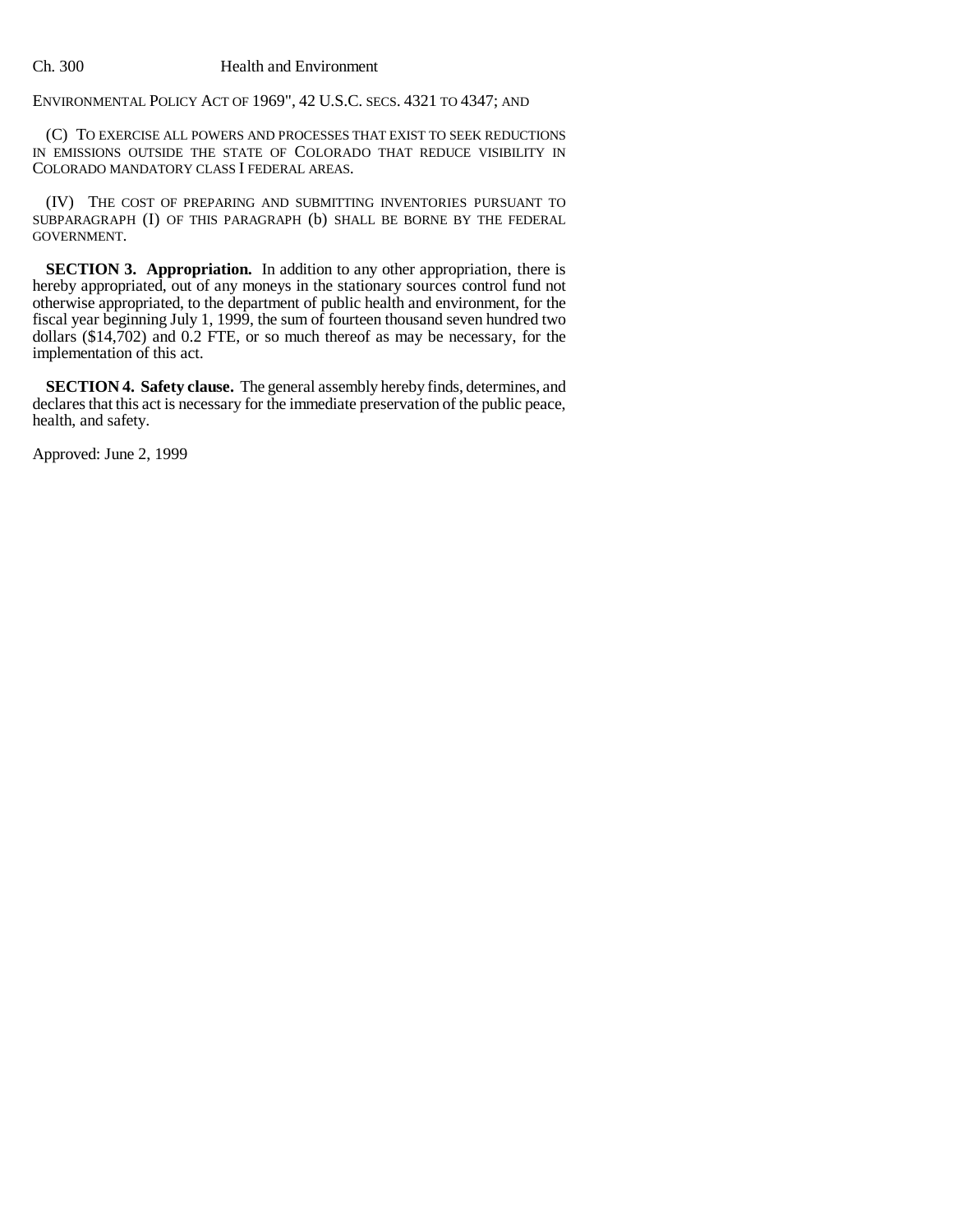ENVIRONMENTAL POLICY ACT OF 1969", 42 U.S.C. SECS. 4321 TO 4347; AND

(C) TO EXERCISE ALL POWERS AND PROCESSES THAT EXIST TO SEEK REDUCTIONS IN EMISSIONS OUTSIDE THE STATE OF COLORADO THAT REDUCE VISIBILITY IN COLORADO MANDATORY CLASS I FEDERAL AREAS.

(IV) THE COST OF PREPARING AND SUBMITTING INVENTORIES PURSUANT TO SUBPARAGRAPH (I) OF THIS PARAGRAPH (b) SHALL BE BORNE BY THE FEDERAL GOVERNMENT.

**SECTION 3. Appropriation.** In addition to any other appropriation, there is hereby appropriated, out of any moneys in the stationary sources control fund not otherwise appropriated, to the department of public health and environment, for the fiscal year beginning July 1, 1999, the sum of fourteen thousand seven hundred two dollars ($14,702) and 0.2 FTE, or so much thereof as may be necessary, for the implementation of this act.

**SECTION 4. Safety clause.** The general assembly hereby finds, determines, and declares that this act is necessary for the immediate preservation of the public peace, health, and safety.

Approved: June 2, 1999